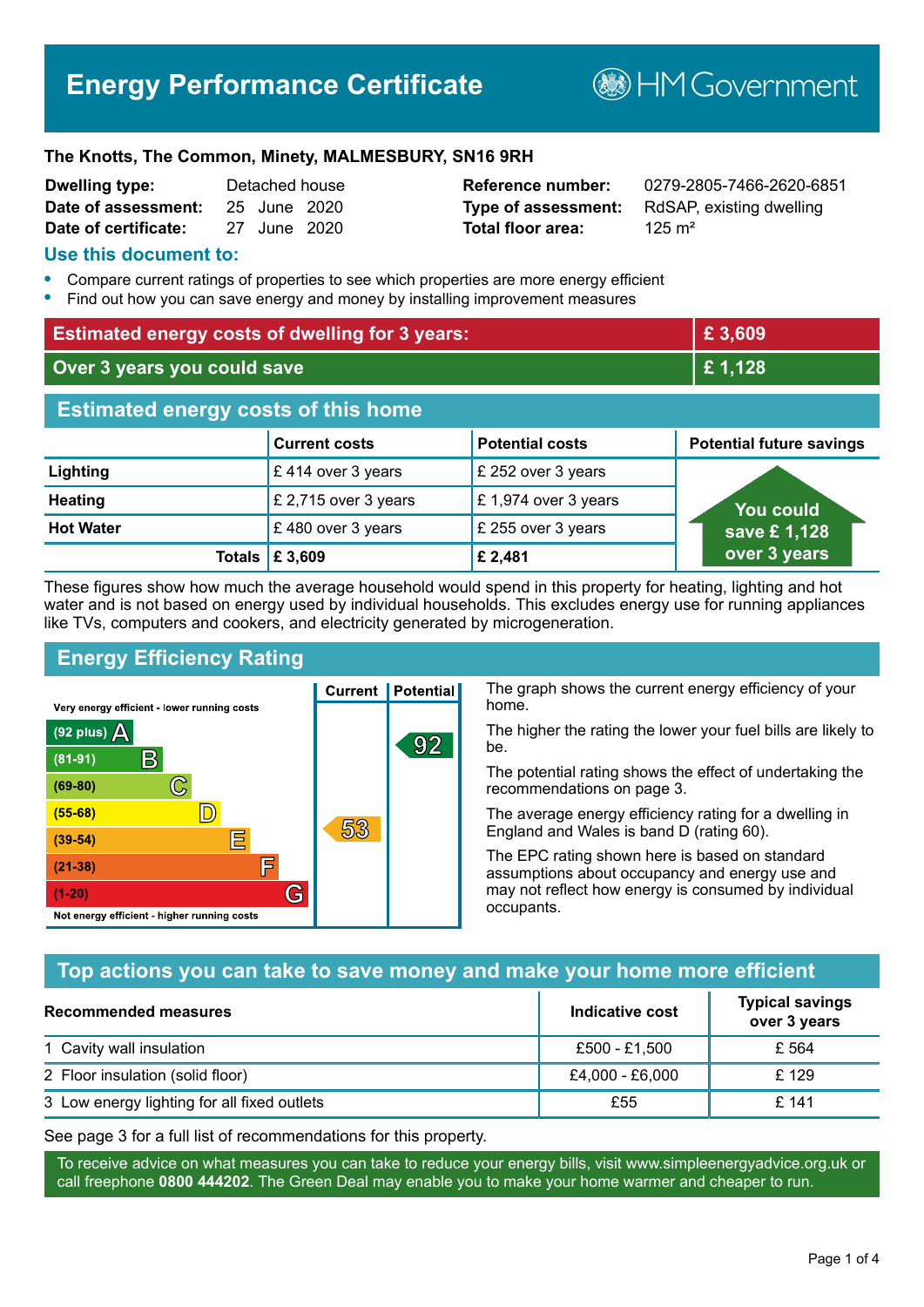# Energy Performance Certificate

HM Government

**The Knotts, The Common, Minety, MALMESBURY, SN16 9RH**

| | | | |
|---|---|---|---|
| **Dwelling type:** | Detached house | **Reference number:** | 0279-2805-7466-2620-6851 |
| **Date of assessment:** | 25 June 2020 | **Type of assessment:** | RdSAP, existing dwelling |
| **Date of certificate:** | 27 June 2020 | **Total floor area:** | 125 m² |

## Use this document to:

- Compare current ratings of properties to see which properties are more energy efficient
- Find out how you can save energy and money by installing improvement measures

| | |
|---|---|
| **Estimated energy costs of dwelling for 3 years:** | **£ 3,609** |
| **Over 3 years you could save** | **£ 1,128** |

## Estimated energy costs of this home

| | Current costs | Potential costs | Potential future savings |
|---|---|---|---|
| **Lighting** | £ 414 over 3 years | £ 252 over 3 years | You could save £ 1,128 over 3 years |
| **Heating** | £ 2,715 over 3 years | £ 1,974 over 3 years | |
| **Hot Water** | £ 480 over 3 years | £ 255 over 3 years | |
| **Totals** | **£ 3,609** | **£ 2,481** | |

These figures show how much the average household would spend in this property for heating, lighting and hot water and is not based on energy used by individual households. This excludes energy use for running appliances like TVs, computers and cookers, and electricity generated by microgeneration.

## Energy Efficiency Rating

| Rating | Current | Potential |
|---|---|---|
| Very energy efficient - lower running costs | | |
| (92 plus) A | | 92 |
| (81-91) B | | |
| (69-80) C | | |
| (55-68) D | | |
| (39-54) E | 53 | |
| (21-38) F | | |
| (1-20) G | | |
| Not energy efficient - higher running costs | | |

The graph shows the current energy efficiency of your home.

The higher the rating the lower your fuel bills are likely to be.

The potential rating shows the effect of undertaking the recommendations on page 3.

The average energy efficiency rating for a dwelling in England and Wales is band D (rating 60).

The EPC rating shown here is based on standard assumptions about occupancy and energy use and may not reflect how energy is consumed by individual occupants.

## Top actions you can take to save money and make your home more efficient

| Recommended measures | Indicative cost | Typical savings over 3 years |
|---|---|---|
| 1 Cavity wall insulation | £500 - £1,500 | £ 564 |
| 2 Floor insulation (solid floor) | £4,000 - £6,000 | £ 129 |
| 3 Low energy lighting for all fixed outlets | £55 | £ 141 |

See page 3 for a full list of recommendations for this property.

To receive advice on what measures you can take to reduce your energy bills, visit www.simpleenergyadvice.org.uk or call freephone **0800 444202**. The Green Deal may enable you to make your home warmer and cheaper to run.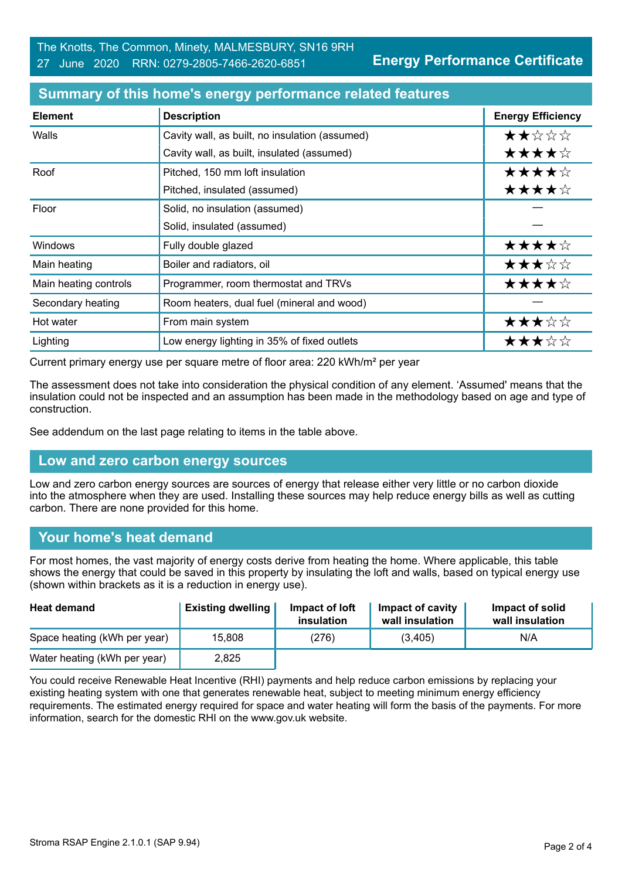The Knotts, The Common, Minety, MALMESBURY, SN16 9RH
27 June 2020 RRN: 0279-2805-7466-2620-6851

**Energy Performance Certificate**

## Summary of this home's energy performance related features

| Element | Description | Energy Efficiency |
|---|---|---|
| Walls | Cavity wall, as built, no insulation (assumed) | ★★☆☆☆ |
| | Cavity wall, as built, insulated (assumed) | ★★★★☆ |
| Roof | Pitched, 150 mm loft insulation | ★★★★☆ |
| | Pitched, insulated (assumed) | ★★★★☆ |
| Floor | Solid, no insulation (assumed) | — |
| | Solid, insulated (assumed) | — |
| Windows | Fully double glazed | ★★★★☆ |
| Main heating | Boiler and radiators, oil | ★★★☆☆ |
| Main heating controls | Programmer, room thermostat and TRVs | ★★★★☆ |
| Secondary heating | Room heaters, dual fuel (mineral and wood) | — |
| Hot water | From main system | ★★★☆☆ |
| Lighting | Low energy lighting in 35% of fixed outlets | ★★★☆☆ |

Current primary energy use per square metre of floor area: 220 kWh/m² per year

The assessment does not take into consideration the physical condition of any element. 'Assumed' means that the insulation could not be inspected and an assumption has been made in the methodology based on age and type of construction.

See addendum on the last page relating to items in the table above.

## Low and zero carbon energy sources

Low and zero carbon energy sources are sources of energy that release either very little or no carbon dioxide into the atmosphere when they are used. Installing these sources may help reduce energy bills as well as cutting carbon. There are none provided for this home.

## Your home's heat demand

For most homes, the vast majority of energy costs derive from heating the home. Where applicable, this table shows the energy that could be saved in this property by insulating the loft and walls, based on typical energy use (shown within brackets as it is a reduction in energy use).

| Heat demand | Existing dwelling | Impact of loft insulation | Impact of cavity wall insulation | Impact of solid wall insulation |
|---|---|---|---|---|
| Space heating (kWh per year) | 15,808 | (276) | (3,405) | N/A |
| Water heating (kWh per year) | 2,825 | | | |

You could receive Renewable Heat Incentive (RHI) payments and help reduce carbon emissions by replacing your existing heating system with one that generates renewable heat, subject to meeting minimum energy efficiency requirements. The estimated energy required for space and water heating will form the basis of the payments. For more information, search for the domestic RHI on the www.gov.uk website.

Stroma RSAP Engine 2.1.0.1 (SAP 9.94)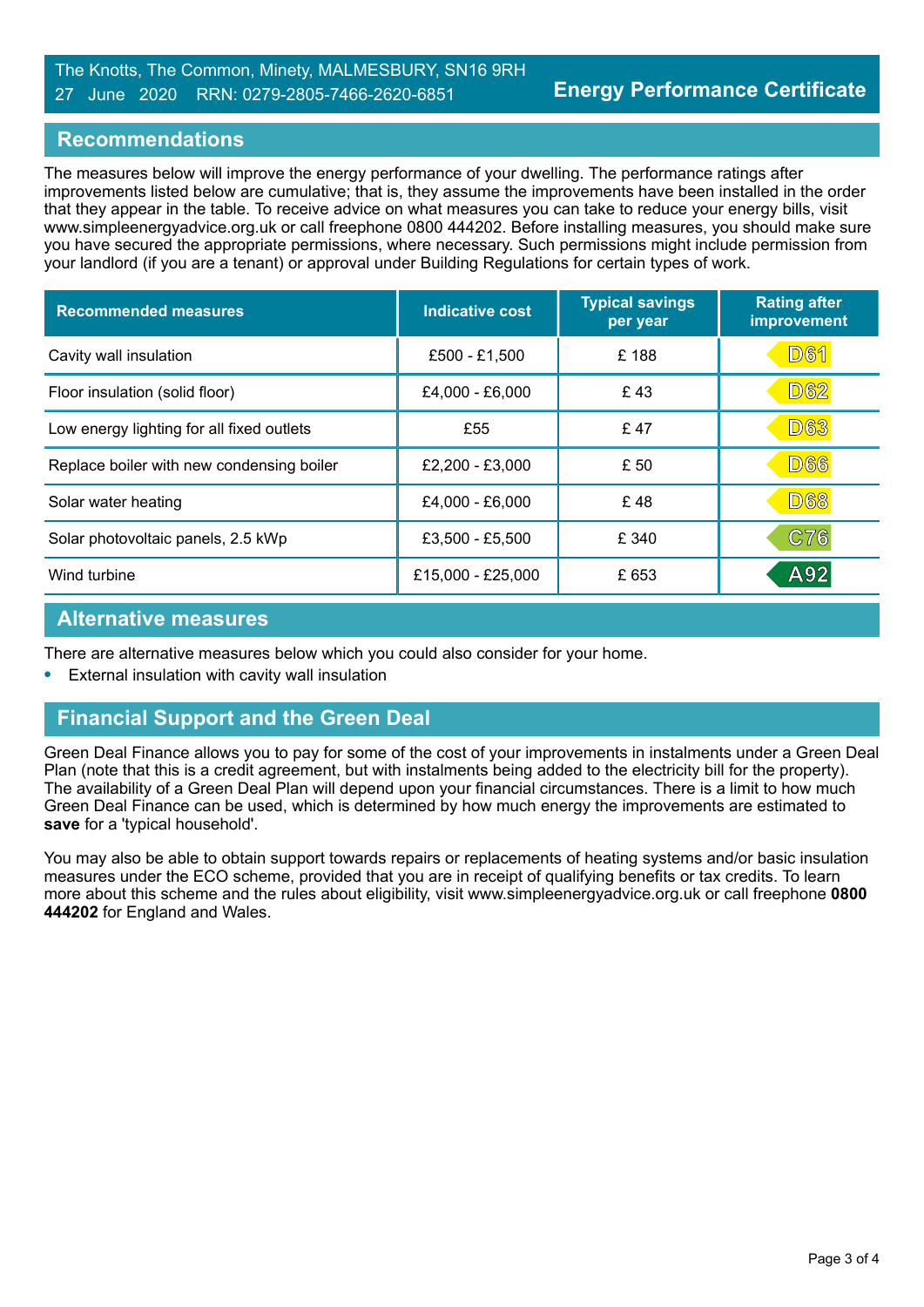The Knotts, The Common, Minety, MALMESBURY, SN16 9RH
27 June 2020 RRN: 0279-2805-7466-2620-6851

**Energy Performance Certificate**

## Recommendations

The measures below will improve the energy performance of your dwelling. The performance ratings after improvements listed below are cumulative; that is, they assume the improvements have been installed in the order that they appear in the table. To receive advice on what measures you can take to reduce your energy bills, visit www.simpleenergyadvice.org.uk or call freephone 0800 444202. Before installing measures, you should make sure you have secured the appropriate permissions, where necessary. Such permissions might include permission from your landlord (if you are a tenant) or approval under Building Regulations for certain types of work.

| Recommended measures | Indicative cost | Typical savings per year | Rating after improvement |
|---|---|---|---|
| Cavity wall insulation | £500 - £1,500 | £ 188 | D61 |
| Floor insulation (solid floor) | £4,000 - £6,000 | £ 43 | D62 |
| Low energy lighting for all fixed outlets | £55 | £ 47 | D63 |
| Replace boiler with new condensing boiler | £2,200 - £3,000 | £ 50 | D66 |
| Solar water heating | £4,000 - £6,000 | £ 48 | D68 |
| Solar photovoltaic panels, 2.5 kWp | £3,500 - £5,500 | £ 340 | C76 |
| Wind turbine | £15,000 - £25,000 | £ 653 | A92 |

## Alternative measures

There are alternative measures below which you could also consider for your home.

- External insulation with cavity wall insulation

## Financial Support and the Green Deal

Green Deal Finance allows you to pay for some of the cost of your improvements in instalments under a Green Deal Plan (note that this is a credit agreement, but with instalments being added to the electricity bill for the property). The availability of a Green Deal Plan will depend upon your financial circumstances. There is a limit to how much Green Deal Finance can be used, which is determined by how much energy the improvements are estimated to **save** for a 'typical household'.

You may also be able to obtain support towards repairs or replacements of heating systems and/or basic insulation measures under the ECO scheme, provided that you are in receipt of qualifying benefits or tax credits. To learn more about this scheme and the rules about eligibility, visit www.simpleenergyadvice.org.uk or call freephone **0800 444202** for England and Wales.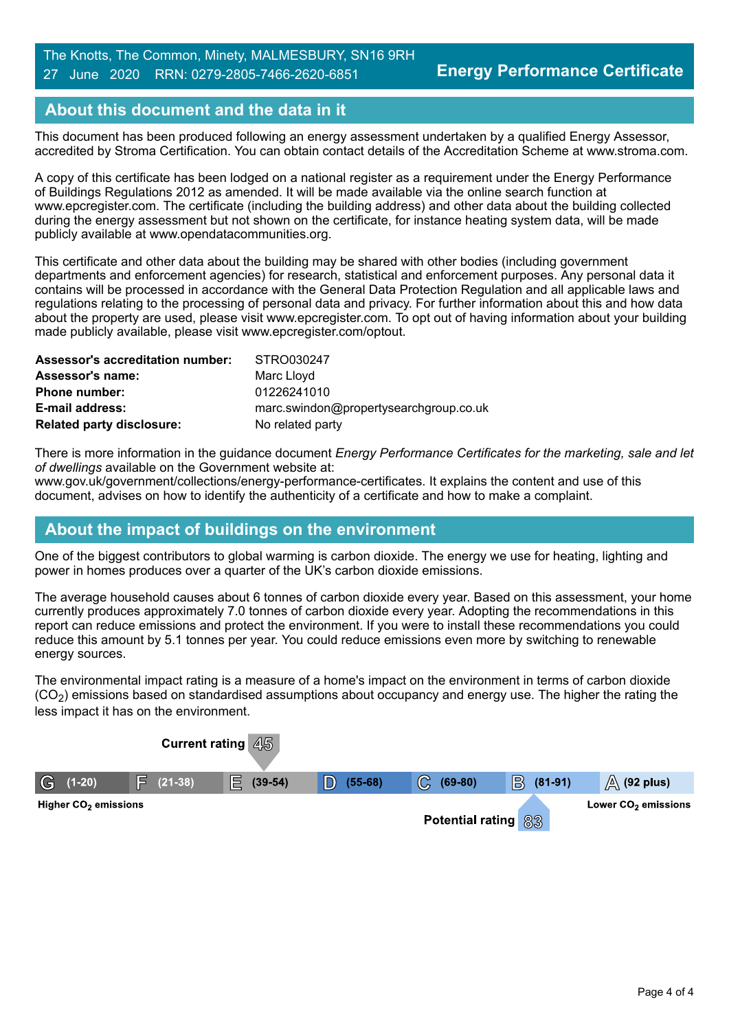The Knotts, The Common, Minety, MALMESBURY, SN16 9RH
27 June 2020 RRN: 0279-2805-7466-2620-6851

**Energy Performance Certificate**

## About this document and the data in it

This document has been produced following an energy assessment undertaken by a qualified Energy Assessor, accredited by Stroma Certification. You can obtain contact details of the Accreditation Scheme at www.stroma.com.

A copy of this certificate has been lodged on a national register as a requirement under the Energy Performance of Buildings Regulations 2012 as amended. It will be made available via the online search function at www.epcregister.com. The certificate (including the building address) and other data about the building collected during the energy assessment but not shown on the certificate, for instance heating system data, will be made publicly available at www.opendatacommunities.org.

This certificate and other data about the building may be shared with other bodies (including government departments and enforcement agencies) for research, statistical and enforcement purposes. Any personal data it contains will be processed in accordance with the General Data Protection Regulation and all applicable laws and regulations relating to the processing of personal data and privacy. For further information about this and how data about the property are used, please visit www.epcregister.com. To opt out of having information about your building made publicly available, please visit www.epcregister.com/optout.

| | |
|---|---|
| **Assessor's accreditation number:** | STRO030247 |
| **Assessor's name:** | Marc Lloyd |
| **Phone number:** | 01226241010 |
| **E-mail address:** | marc.swindon@propertysearchgroup.co.uk |
| **Related party disclosure:** | No related party |

There is more information in the guidance document *Energy Performance Certificates for the marketing, sale and let of dwellings* available on the Government website at:
www.gov.uk/government/collections/energy-performance-certificates. It explains the content and use of this document, advises on how to identify the authenticity of a certificate and how to make a complaint.

## About the impact of buildings on the environment

One of the biggest contributors to global warming is carbon dioxide. The energy we use for heating, lighting and power in homes produces over a quarter of the UK's carbon dioxide emissions.

The average household causes about 6 tonnes of carbon dioxide every year. Based on this assessment, your home currently produces approximately 7.0 tonnes of carbon dioxide every year. Adopting the recommendations in this report can reduce emissions and protect the environment. If you were to install these recommendations you could reduce this amount by 5.1 tonnes per year. You could reduce emissions even more by switching to renewable energy sources.

The environmental impact rating is a measure of a home's impact on the environment in terms of carbon dioxide ($CO_2$) emissions based on standardised assumptions about occupancy and energy use. The higher the rating the less impact it has on the environment.

Current rating 45

G (1-20) F (21-38) E (39-54) D (55-68) C (69-80) B (81-91) A (92 plus)

Higher $CO_2$ emissions

Lower $CO_2$ emissions

Potential rating 83